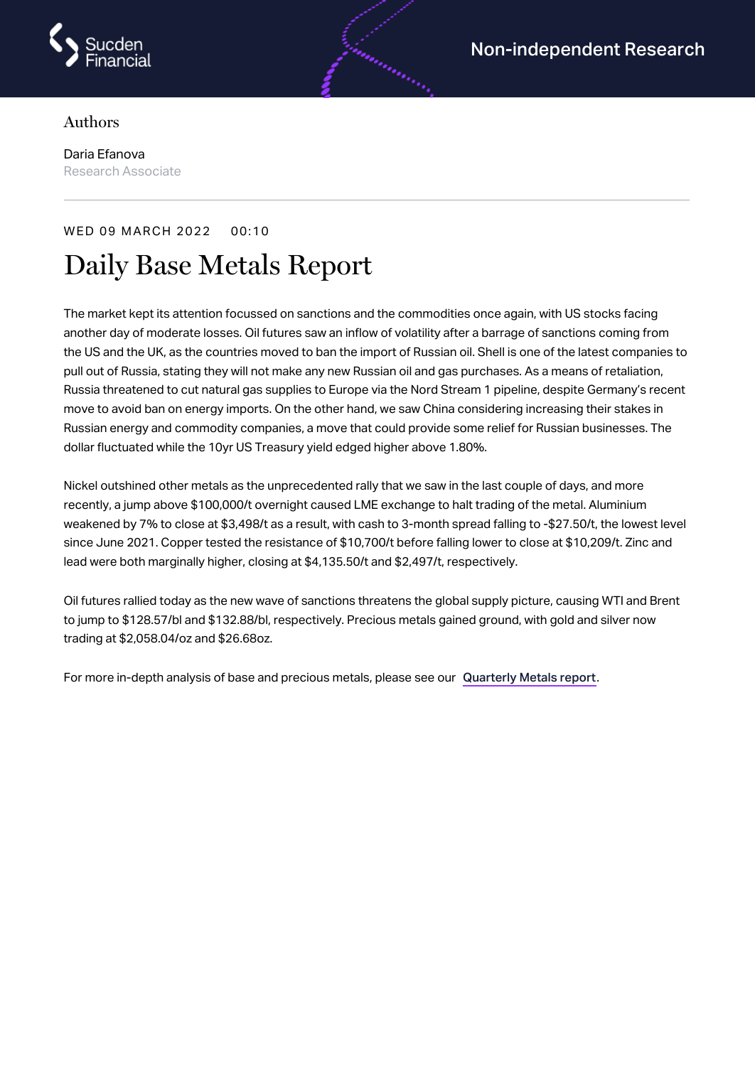Authors

Daria Efanova
Research Associate

WED 09 MARCH 2022 00:10

# Daily Base Metals Report

The market kept its attention focussed on sanctions and the commodities once again, with US stocks facing another day of moderate losses. Oil futures saw an inflow of volatility after a barrage of sanctions coming from the US and the UK, as the countries moved to ban the import of Russian oil. Shell is one of the latest companies to pull out of Russia, stating they will not make any new Russian oil and gas purchases. As a means of retaliation, Russia threatened to cut natural gas supplies to Europe via the Nord Stream 1 pipeline, despite Germany's recent move to avoid ban on energy imports. On the other hand, we saw China considering increasing their stakes in Russian energy and commodity companies, a move that could provide some relief for Russian businesses. The dollar fluctuated while the 10yr US Treasury yield edged higher above 1.80%.

Nickel outshined other metals as the unprecedented rally that we saw in the last couple of days, and more recently, a jump above $100,000/t overnight caused LME exchange to halt trading of the metal. Aluminium weakened by 7% to close at $3,498/t as a result, with cash to 3-month spread falling to -$27.50/t, the lowest level since June 2021. Copper tested the resistance of $10,700/t before falling lower to close at $10,209/t. Zinc and lead were both marginally higher, closing at $4,135.50/t and $2,497/t, respectively.

Oil futures rallied today as the new wave of sanctions threatens the global supply picture, causing WTI and Brent to jump to $128.57/bl and $132.88/bl, respectively. Precious metals gained ground, with gold and silver now trading at $2,058.04/oz and $26.68oz.

For more in-depth analysis of base and precious metals, please see our **Quarterly Metals report**.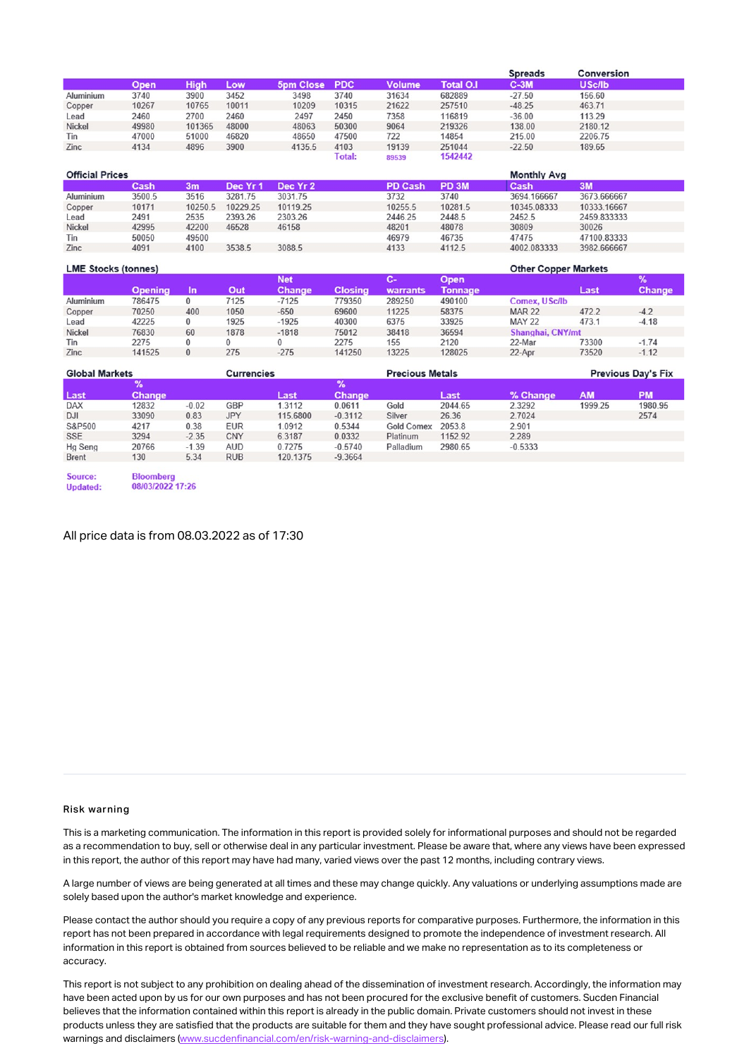| | Open | High | Low | 5pm Close | PDC | Volume | Total O.I | Spreads C-3M | Conversion USc/lb |
|---|---|---|---|---|---|---|---|---|---|
| Aluminium | 3740 | 3900 | 3452 | 3498 | 3740 | 31634 | 682889 | -27.50 | 156.60 |
| Copper | 10267 | 10765 | 10011 | 10209 | 10315 | 21622 | 257510 | -48.25 | 463.71 |
| Lead | 2460 | 2700 | 2460 | 2497 | 2450 | 7358 | 116819 | -36.00 | 113.29 |
| Nickel | 49980 | 101365 | 48000 | 48063 | 50300 | 9064 | 219326 | 138.00 | 2180.12 |
| Tin | 47000 | 51000 | 46820 | 48650 | 47500 | 722 | 14854 | 215.00 | 2206.75 |
| Zinc | 4134 | 4896 | 3900 | 4135.5 | 4103 | 19139 | 251044 | -22.50 | 189.65 |
| | | | | | Total: | 89539 | 1542442 | | |

**Official Prices**

| | Cash | 3m | Dec Yr 1 | Dec Yr 2 | PD Cash | PD 3M | Monthly Avg Cash | Monthly Avg 3M |
|---|---|---|---|---|---|---|---|---|
| Aluminium | 3500.5 | 3516 | 3281.75 | 3031.75 | 3732 | 3740 | 3694.166667 | 3673.666667 |
| Copper | 10171 | 10250.5 | 10229.25 | 10119.25 | 10255.5 | 10281.5 | 10345.08333 | 10333.16667 |
| Lead | 2491 | 2535 | 2393.26 | 2303.26 | 2446.25 | 2448.5 | 2452.5 | 2459.833333 |
| Nickel | 42995 | 42200 | 46528 | 46158 | 48201 | 48078 | 30809 | 30026 |
| Tin | 50050 | 49500 | | | 46979 | 46735 | 47475 | 47100.83333 |
| Zinc | 4091 | 4100 | 3538.5 | 3088.5 | 4133 | 4112.5 | 4002.083333 | 3982.666667 |

**LME Stocks (tonnes)**

| | Opening | In | Out | Net Change | Closing | C-warrants | Open Tonnage |
|---|---|---|---|---|---|---|---|
| Aluminium | 786475 | 0 | 7125 | -7125 | 779350 | 289250 | 490100 |
| Copper | 70250 | 400 | 1050 | -650 | 69600 | 11225 | 58375 |
| Lead | 42225 | 0 | 1925 | -1925 | 40300 | 6375 | 33925 |
| Nickel | 76830 | 60 | 1878 | -1818 | 75012 | 38418 | 36594 |
| Tin | 2275 | 0 | 0 | 0 | 2275 | 155 | 2120 |
| Zinc | 141525 | 0 | 275 | -275 | 141250 | 13225 | 128025 |

**Other Copper Markets**

| | Last | % Change |
|---|---|---|
| Comex, USc/lb | | |
| MAR 22 | 472.2 | -4.2 |
| MAY 22 | 473.1 | -4.18 |
| Shanghai, CNY/mt | | |
| 22-Mar | 73300 | -1.74 |
| 22-Apr | 73520 | -1.12 |

**Global Markets**

| | Last | % Change |
|---|---|---|
| DAX | 12832 | -0.02 |
| DJI | 33090 | 0.83 |
| S&P500 | 4217 | 0.38 |
| SSE | 3294 | -2.35 |
| Hg Seng | 20766 | -1.39 |
| Brent | 130 | 5.34 |

**Currencies**

| | Last | % Change |
|---|---|---|
| GBP | 1.3112 | 0.0611 |
| JPY | 115.6800 | -0.3112 |
| EUR | 1.0912 | 0.5344 |
| CNY | 6.3187 | 0.0332 |
| AUD | 0.7275 | -0.5740 |
| RUB | 120.1375 | -9.3664 |

**Precious Metals**

| | Last | % Change | Previous Day's Fix AM | Previous Day's Fix PM |
|---|---|---|---|---|
| Gold | 2044.65 | 2.3292 | 1999.25 | 1980.95 |
| Silver | 26.36 | 2.7024 | | 2574 |
| Gold Comex | 2053.8 | 2.901 | | |
| Platinum | 1152.92 | 2.289 | | |
| Palladium | 2980.65 | -0.5333 | | |

Source: Bloomberg
Updated: 08/03/2022 17:26

All price data is from 08.03.2022 as of 17:30

---

### Risk warning

This is a marketing communication. The information in this report is provided solely for informational purposes and should not be regarded as a recommendation to buy, sell or otherwise deal in any particular investment. Please be aware that, where any views have been expressed in this report, the author of this report may have had many, varied views over the past 12 months, including contrary views.

A large number of views are being generated at all times and these may change quickly. Any valuations or underlying assumptions made are solely based upon the author's market knowledge and experience.

Please contact the author should you require a copy of any previous reports for comparative purposes. Furthermore, the information in this report has not been prepared in accordance with legal requirements designed to promote the independence of investment research. All information in this report is obtained from sources believed to be reliable and we make no representation as to its completeness or accuracy.

This report is not subject to any prohibition on dealing ahead of the dissemination of investment research. Accordingly, the information may have been acted upon by us for our own purposes and has not been procured for the exclusive benefit of customers. Sucden Financial believes that the information contained within this report is already in the public domain. Private customers should not invest in these products unless they are satisfied that the products are suitable for them and they have sought professional advice. Please read our full risk warnings and disclaimers (www.sucdenfinancial.com/en/risk-warning-and-disclaimers).